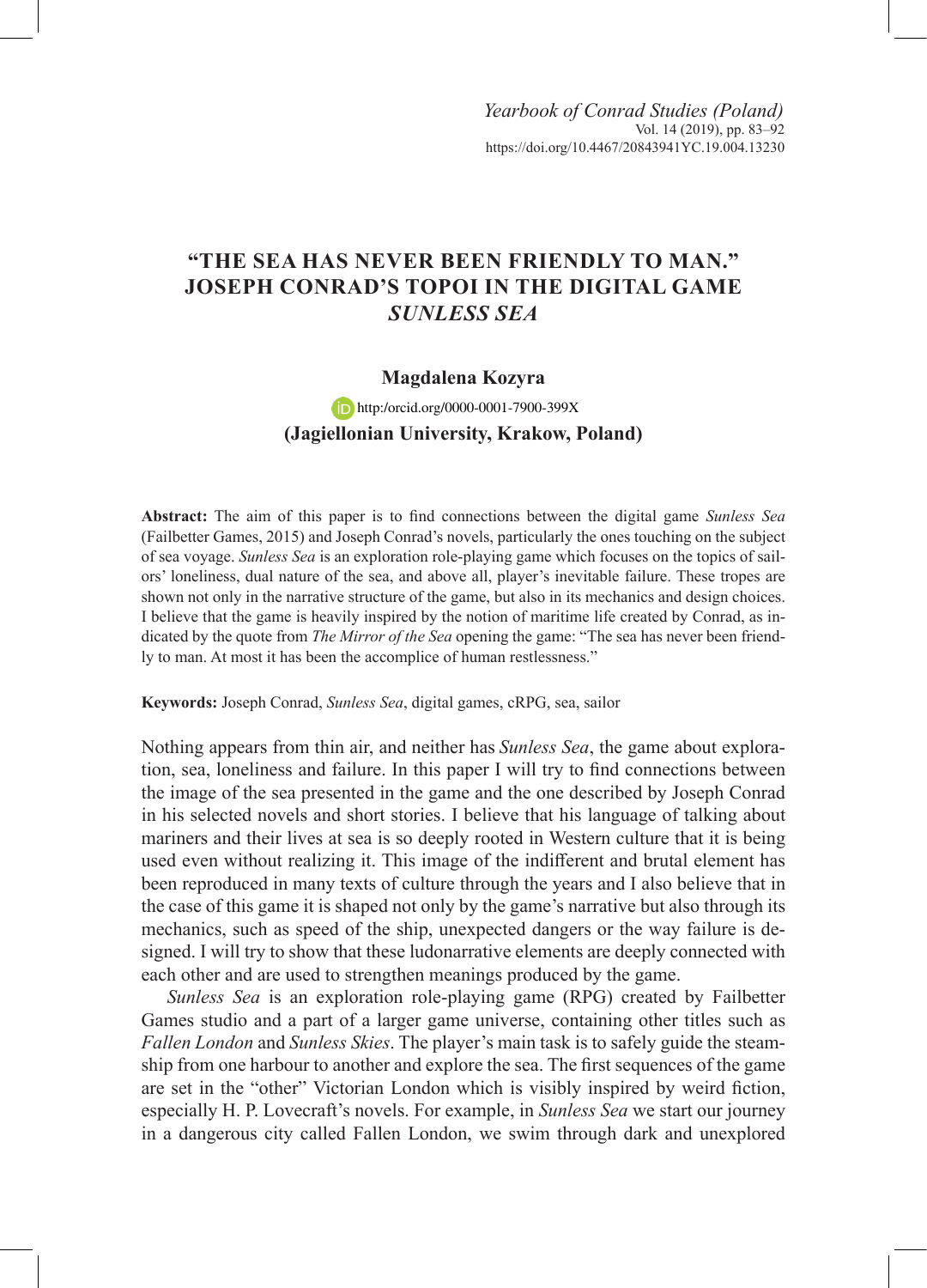# "THE SEA HAS NEVER BEEN FRIENDLY TO MAN." JOSEPH CONRAD'S TOPOI IN THE DIGITAL GAME *SUNLESS SEA*

**Magdalena Kozyra**

http:/orcid.org/0000-0001-7900-399X

**(Jagiellonian University, Krakow, Poland)**

**Abstract:** The aim of this paper is to find connections between the digital game *Sunless Sea* (Failbetter Games, 2015) and Joseph Conrad's novels, particularly the ones touching on the subject of sea voyage. *Sunless Sea* is an exploration role-playing game which focuses on the topics of sailors' loneliness, dual nature of the sea, and above all, player's inevitable failure. These tropes are shown not only in the narrative structure of the game, but also in its mechanics and design choices. I believe that the game is heavily inspired by the notion of maritime life created by Conrad, as indicated by the quote from *The Mirror of the Sea* opening the game: "The sea has never been friendly to man. At most it has been the accomplice of human restlessness."

**Keywords:** Joseph Conrad, *Sunless Sea*, digital games, cRPG, sea, sailor

Nothing appears from thin air, and neither has *Sunless Sea*, the game about exploration, sea, loneliness and failure. In this paper I will try to find connections between the image of the sea presented in the game and the one described by Joseph Conrad in his selected novels and short stories. I believe that his language of talking about mariners and their lives at sea is so deeply rooted in Western culture that it is being used even without realizing it. This image of the indifferent and brutal element has been reproduced in many texts of culture through the years and I also believe that in the case of this game it is shaped not only by the game's narrative but also through its mechanics, such as speed of the ship, unexpected dangers or the way failure is designed. I will try to show that these ludonarrative elements are deeply connected with each other and are used to strengthen meanings produced by the game.

*Sunless Sea* is an exploration role-playing game (RPG) created by Failbetter Games studio and a part of a larger game universe, containing other titles such as *Fallen London* and *Sunless Skies*. The player's main task is to safely guide the steamship from one harbour to another and explore the sea. The first sequences of the game are set in the "other" Victorian London which is visibly inspired by weird fiction, especially H. P. Lovecraft's novels. For example, in *Sunless Sea* we start our journey in a dangerous city called Fallen London, we swim through dark and unexplored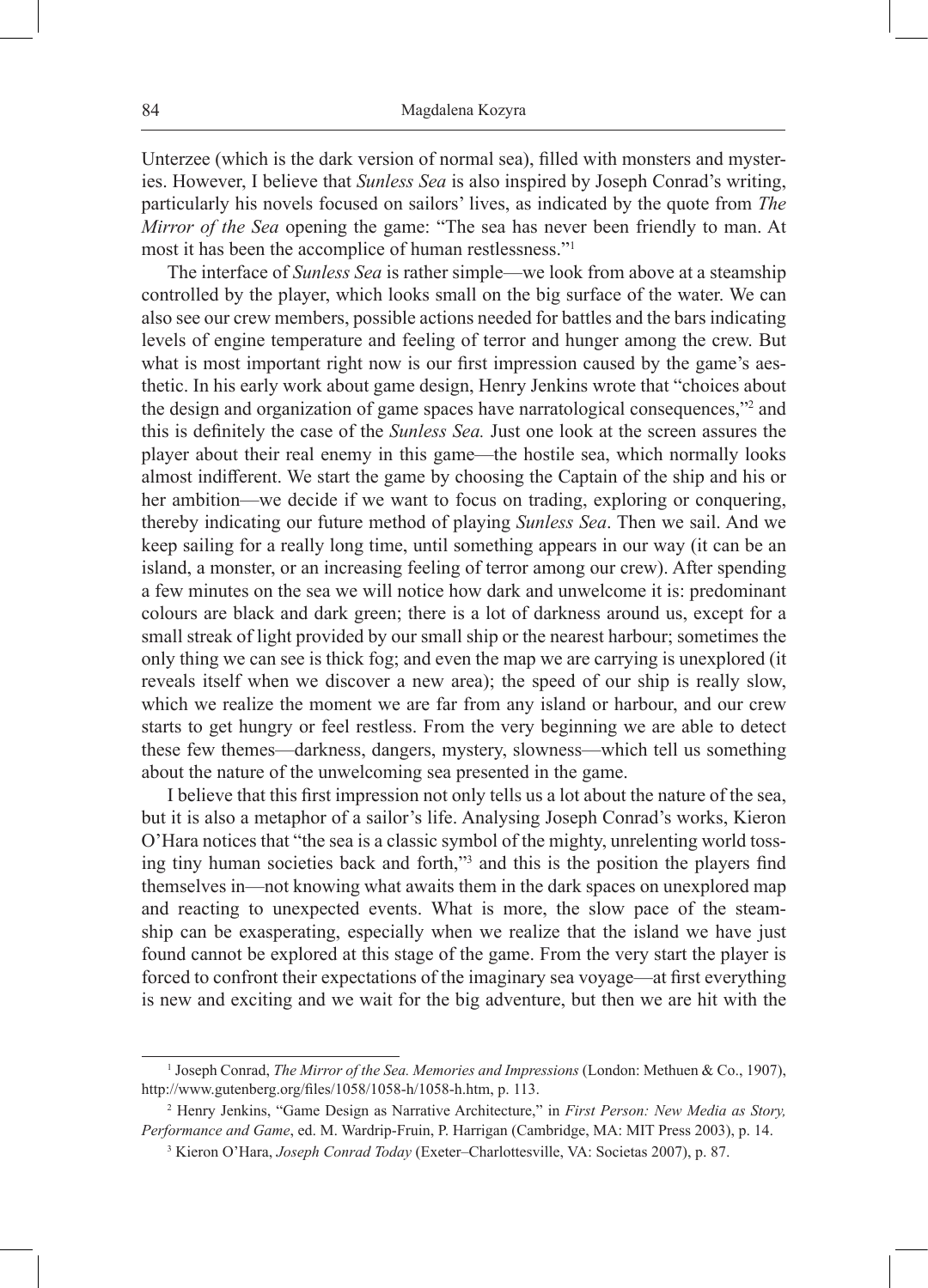Unterzee (which is the dark version of normal sea), filled with monsters and mysteries. However, I believe that *Sunless Sea* is also inspired by Joseph Conrad's writing, particularly his novels focused on sailors' lives, as indicated by the quote from *The Mirror of the Sea* opening the game: "The sea has never been friendly to man. At most it has been the accomplice of human restlessness."[1]

The interface of *Sunless Sea* is rather simple—we look from above at a steamship controlled by the player, which looks small on the big surface of the water. We can also see our crew members, possible actions needed for battles and the bars indicating levels of engine temperature and feeling of terror and hunger among the crew. But what is most important right now is our first impression caused by the game's aesthetic. In his early work about game design, Henry Jenkins wrote that "choices about the design and organization of game spaces have narratological consequences,"[2] and this is definitely the case of the *Sunless Sea.* Just one look at the screen assures the player about their real enemy in this game—the hostile sea, which normally looks almost indifferent. We start the game by choosing the Captain of the ship and his or her ambition—we decide if we want to focus on trading, exploring or conquering, thereby indicating our future method of playing *Sunless Sea*. Then we sail. And we keep sailing for a really long time, until something appears in our way (it can be an island, a monster, or an increasing feeling of terror among our crew). After spending a few minutes on the sea we will notice how dark and unwelcome it is: predominant colours are black and dark green; there is a lot of darkness around us, except for a small streak of light provided by our small ship or the nearest harbour; sometimes the only thing we can see is thick fog; and even the map we are carrying is unexplored (it reveals itself when we discover a new area); the speed of our ship is really slow, which we realize the moment we are far from any island or harbour, and our crew starts to get hungry or feel restless. From the very beginning we are able to detect these few themes—darkness, dangers, mystery, slowness—which tell us something about the nature of the unwelcoming sea presented in the game.

I believe that this first impression not only tells us a lot about the nature of the sea, but it is also a metaphor of a sailor's life. Analysing Joseph Conrad's works, Kieron O'Hara notices that "the sea is a classic symbol of the mighty, unrelenting world tossing tiny human societies back and forth,"[3] and this is the position the players find themselves in—not knowing what awaits them in the dark spaces on unexplored map and reacting to unexpected events. What is more, the slow pace of the steamship can be exasperating, especially when we realize that the island we have just found cannot be explored at this stage of the game. From the very start the player is forced to confront their expectations of the imaginary sea voyage—at first everything is new and exciting and we wait for the big adventure, but then we are hit with the

---

[1] Joseph Conrad, *The Mirror of the Sea. Memories and Impressions* (London: Methuen & Co., 1907), http://www.gutenberg.org/files/1058/1058-h/1058-h.htm, p. 113.

[2] Henry Jenkins, "Game Design as Narrative Architecture," in *First Person: New Media as Story, Performance and Game*, ed. M. Wardrip-Fruin, P. Harrigan (Cambridge, MA: MIT Press 2003), p. 14.

[3] Kieron O'Hara, *Joseph Conrad Today* (Exeter–Charlottesville, VA: Societas 2007), p. 87.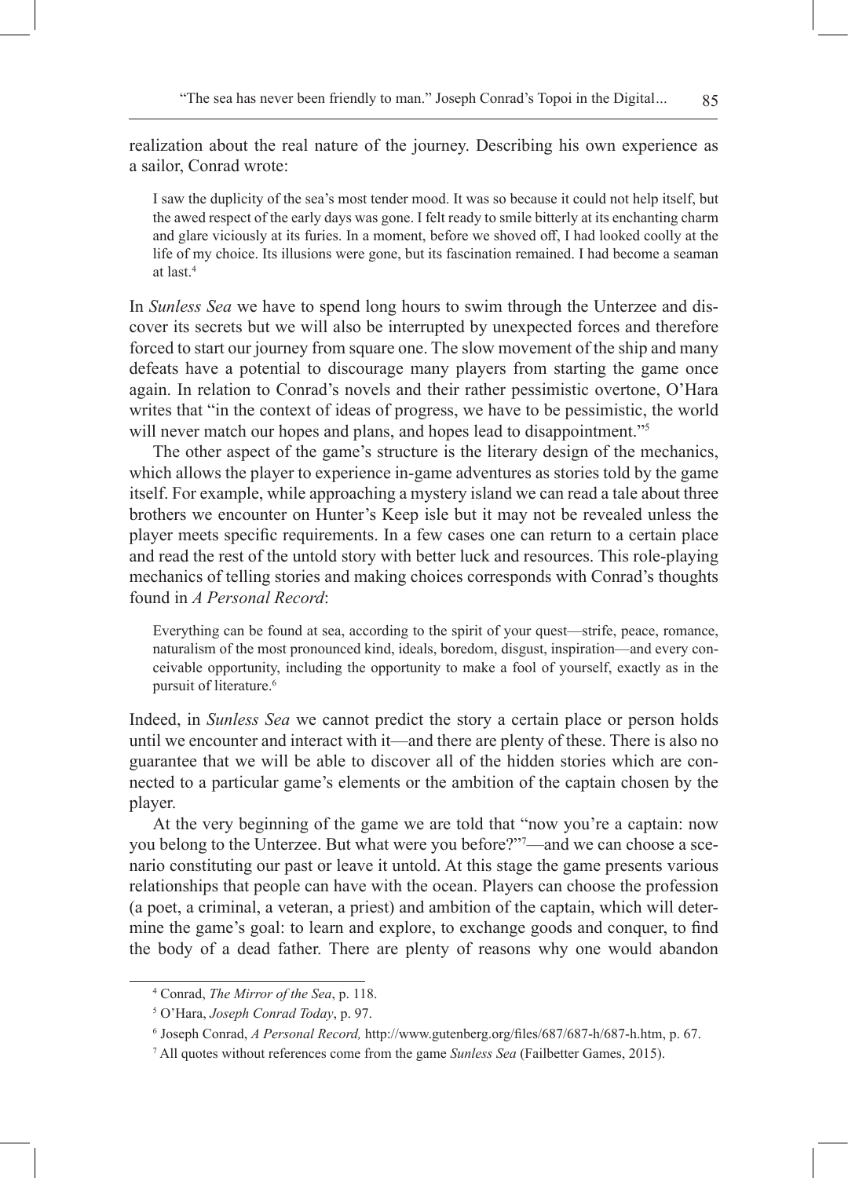realization about the real nature of the journey. Describing his own experience as a sailor, Conrad wrote:

> I saw the duplicity of the sea's most tender mood. It was so because it could not help itself, but the awed respect of the early days was gone. I felt ready to smile bitterly at its enchanting charm and glare viciously at its furies. In a moment, before we shoved off, I had looked coolly at the life of my choice. Its illusions were gone, but its fascination remained. I had become a seaman at last.[4]

In *Sunless Sea* we have to spend long hours to swim through the Unterzee and discover its secrets but we will also be interrupted by unexpected forces and therefore forced to start our journey from square one. The slow movement of the ship and many defeats have a potential to discourage many players from starting the game once again. In relation to Conrad's novels and their rather pessimistic overtone, O'Hara writes that "in the context of ideas of progress, we have to be pessimistic, the world will never match our hopes and plans, and hopes lead to disappointment."[5]

The other aspect of the game's structure is the literary design of the mechanics, which allows the player to experience in-game adventures as stories told by the game itself. For example, while approaching a mystery island we can read a tale about three brothers we encounter on Hunter's Keep isle but it may not be revealed unless the player meets specific requirements. In a few cases one can return to a certain place and read the rest of the untold story with better luck and resources. This role-playing mechanics of telling stories and making choices corresponds with Conrad's thoughts found in *A Personal Record*:

> Everything can be found at sea, according to the spirit of your quest—strife, peace, romance, naturalism of the most pronounced kind, ideals, boredom, disgust, inspiration—and every conceivable opportunity, including the opportunity to make a fool of yourself, exactly as in the pursuit of literature.[6]

Indeed, in *Sunless Sea* we cannot predict the story a certain place or person holds until we encounter and interact with it—and there are plenty of these. There is also no guarantee that we will be able to discover all of the hidden stories which are connected to a particular game's elements or the ambition of the captain chosen by the player.

At the very beginning of the game we are told that "now you're a captain: now you belong to the Unterzee. But what were you before?"[7]—and we can choose a scenario constituting our past or leave it untold. At this stage the game presents various relationships that people can have with the ocean. Players can choose the profession (a poet, a criminal, a veteran, a priest) and ambition of the captain, which will determine the game's goal: to learn and explore, to exchange goods and conquer, to find the body of a dead father. There are plenty of reasons why one would abandon

---

[4] Conrad, *The Mirror of the Sea*, p. 118.

[5] O'Hara, *Joseph Conrad Today*, p. 97.

[6] Joseph Conrad, *A Personal Record,* http://www.gutenberg.org/files/687/687-h/687-h.htm, p. 67.

[7] All quotes without references come from the game *Sunless Sea* (Failbetter Games, 2015).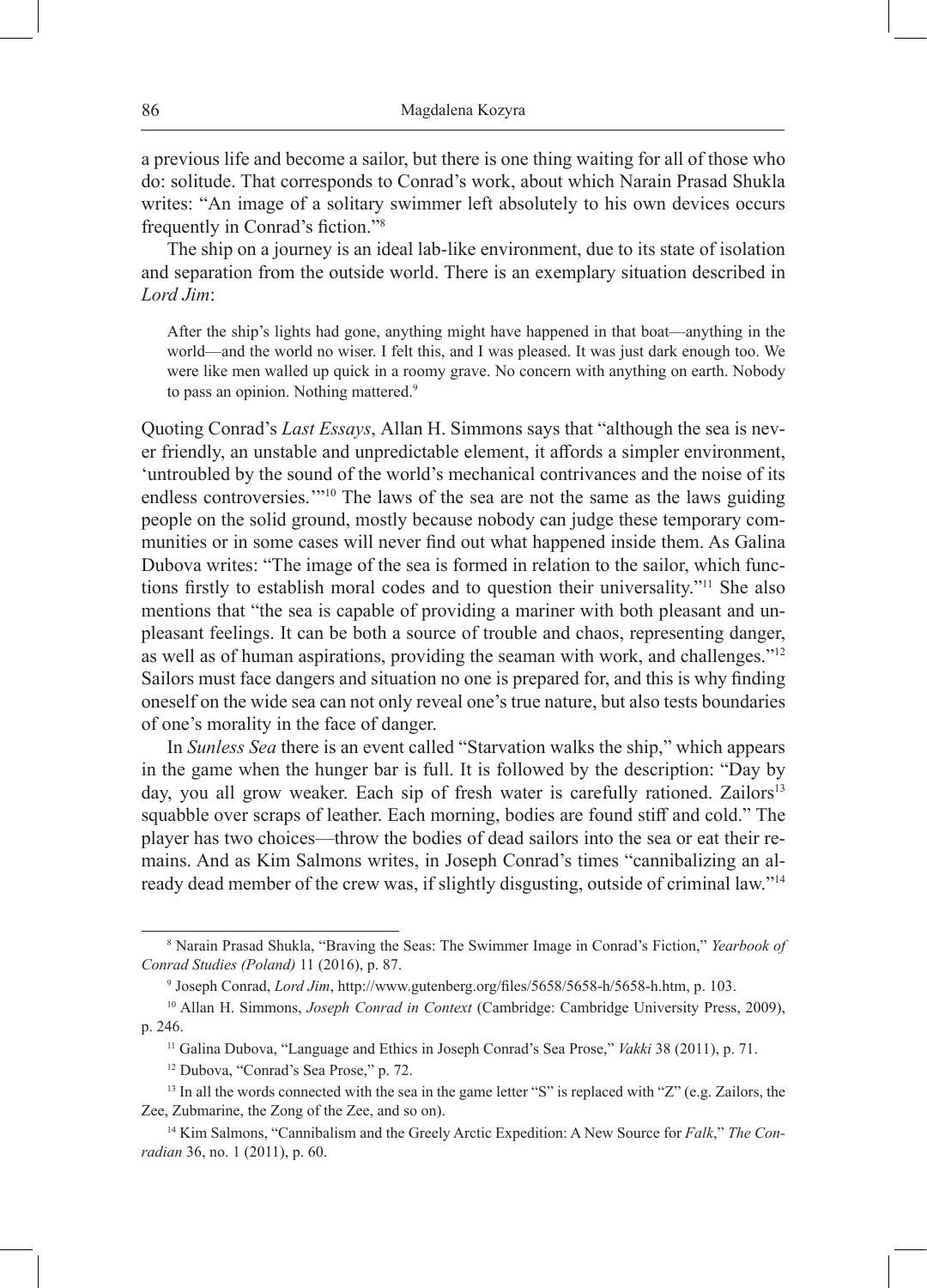a previous life and become a sailor, but there is one thing waiting for all of those who do: solitude. That corresponds to Conrad's work, about which Narain Prasad Shukla writes: "An image of a solitary swimmer left absolutely to his own devices occurs frequently in Conrad's fiction."[8]

The ship on a journey is an ideal lab-like environment, due to its state of isolation and separation from the outside world. There is an exemplary situation described in *Lord Jim*:

> After the ship's lights had gone, anything might have happened in that boat—anything in the world—and the world no wiser. I felt this, and I was pleased. It was just dark enough too. We were like men walled up quick in a roomy grave. No concern with anything on earth. Nobody to pass an opinion. Nothing mattered.[9]

Quoting Conrad's *Last Essays*, Allan H. Simmons says that "although the sea is never friendly, an unstable and unpredictable element, it affords a simpler environment, 'untroubled by the sound of the world's mechanical contrivances and the noise of its endless controversies.'"[10] The laws of the sea are not the same as the laws guiding people on the solid ground, mostly because nobody can judge these temporary communities or in some cases will never find out what happened inside them. As Galina Dubova writes: "The image of the sea is formed in relation to the sailor, which functions firstly to establish moral codes and to question their universality."[11] She also mentions that "the sea is capable of providing a mariner with both pleasant and unpleasant feelings. It can be both a source of trouble and chaos, representing danger, as well as of human aspirations, providing the seaman with work, and challenges."[12] Sailors must face dangers and situation no one is prepared for, and this is why finding oneself on the wide sea can not only reveal one's true nature, but also tests boundaries of one's morality in the face of danger.

In *Sunless Sea* there is an event called "Starvation walks the ship," which appears in the game when the hunger bar is full. It is followed by the description: "Day by day, you all grow weaker. Each sip of fresh water is carefully rationed. Zailors[13] squabble over scraps of leather. Each morning, bodies are found stiff and cold." The player has two choices—throw the bodies of dead sailors into the sea or eat their remains. And as Kim Salmons writes, in Joseph Conrad's times "cannibalizing an already dead member of the crew was, if slightly disgusting, outside of criminal law."[14]

---

[8] Narain Prasad Shukla, "Braving the Seas: The Swimmer Image in Conrad's Fiction," *Yearbook of Conrad Studies (Poland)* 11 (2016), p. 87.

[9] Joseph Conrad, *Lord Jim*, http://www.gutenberg.org/files/5658/5658-h/5658-h.htm, p. 103.

[10] Allan H. Simmons, *Joseph Conrad in Context* (Cambridge: Cambridge University Press, 2009), p. 246.

[11] Galina Dubova, "Language and Ethics in Joseph Conrad's Sea Prose," *Vakki* 38 (2011), p. 71.

[12] Dubova, "Conrad's Sea Prose," p. 72.

[13] In all the words connected with the sea in the game letter "S" is replaced with "Z" (e.g. Zailors, the Zee, Zubmarine, the Zong of the Zee, and so on).

[14] Kim Salmons, "Cannibalism and the Greely Arctic Expedition: A New Source for *Falk*," *The Conradian* 36, no. 1 (2011), p. 60.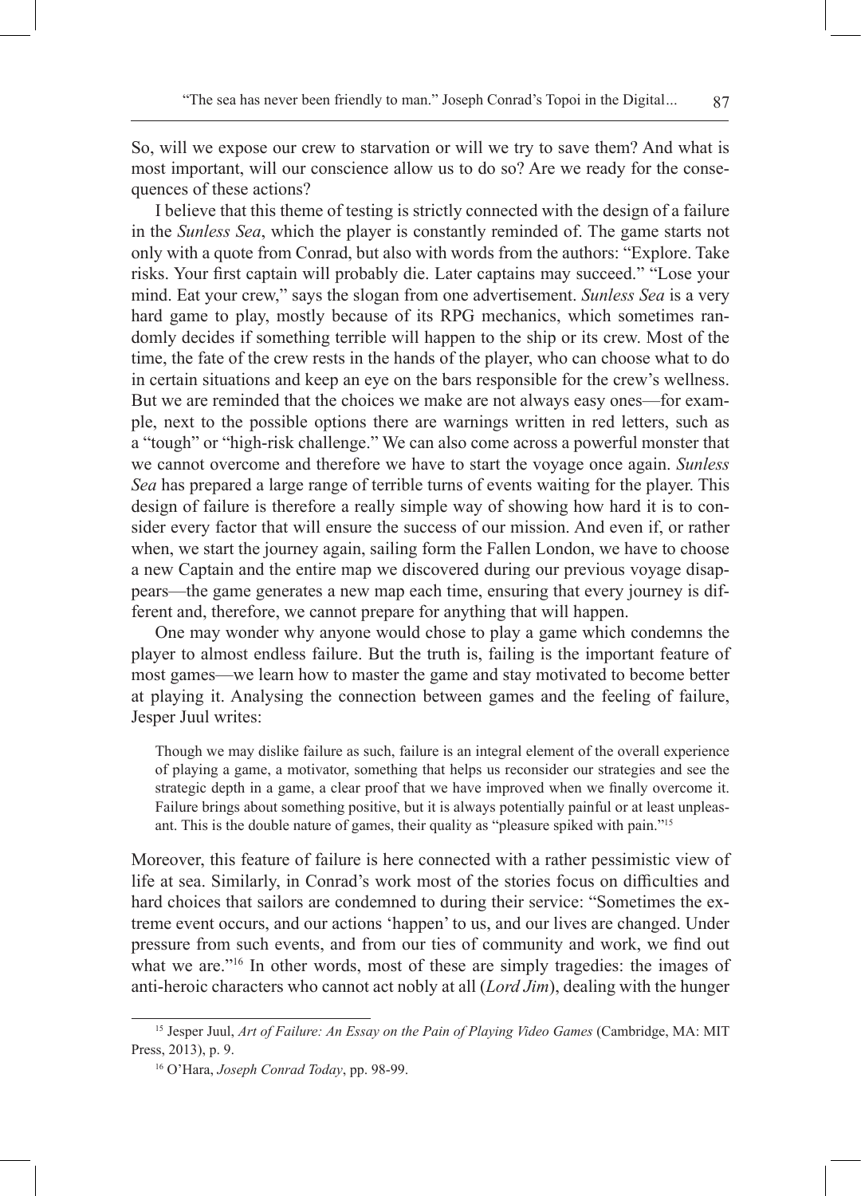So, will we expose our crew to starvation or will we try to save them? And what is most important, will our conscience allow us to do so? Are we ready for the consequences of these actions?

I believe that this theme of testing is strictly connected with the design of a failure in the *Sunless Sea*, which the player is constantly reminded of. The game starts not only with a quote from Conrad, but also with words from the authors: "Explore. Take risks. Your first captain will probably die. Later captains may succeed." "Lose your mind. Eat your crew," says the slogan from one advertisement. *Sunless Sea* is a very hard game to play, mostly because of its RPG mechanics, which sometimes randomly decides if something terrible will happen to the ship or its crew. Most of the time, the fate of the crew rests in the hands of the player, who can choose what to do in certain situations and keep an eye on the bars responsible for the crew's wellness. But we are reminded that the choices we make are not always easy ones—for example, next to the possible options there are warnings written in red letters, such as a "tough" or "high-risk challenge." We can also come across a powerful monster that we cannot overcome and therefore we have to start the voyage once again. *Sunless Sea* has prepared a large range of terrible turns of events waiting for the player. This design of failure is therefore a really simple way of showing how hard it is to consider every factor that will ensure the success of our mission. And even if, or rather when, we start the journey again, sailing form the Fallen London, we have to choose a new Captain and the entire map we discovered during our previous voyage disappears—the game generates a new map each time, ensuring that every journey is different and, therefore, we cannot prepare for anything that will happen.

One may wonder why anyone would chose to play a game which condemns the player to almost endless failure. But the truth is, failing is the important feature of most games—we learn how to master the game and stay motivated to become better at playing it. Analysing the connection between games and the feeling of failure, Jesper Juul writes:

> Though we may dislike failure as such, failure is an integral element of the overall experience of playing a game, a motivator, something that helps us reconsider our strategies and see the strategic depth in a game, a clear proof that we have improved when we finally overcome it. Failure brings about something positive, but it is always potentially painful or at least unpleasant. This is the double nature of games, their quality as "pleasure spiked with pain."[15]

Moreover, this feature of failure is here connected with a rather pessimistic view of life at sea. Similarly, in Conrad's work most of the stories focus on difficulties and hard choices that sailors are condemned to during their service: "Sometimes the extreme event occurs, and our actions 'happen' to us, and our lives are changed. Under pressure from such events, and from our ties of community and work, we find out what we are."[16] In other words, most of these are simply tragedies: the images of anti-heroic characters who cannot act nobly at all (*Lord Jim*), dealing with the hunger

[15] Jesper Juul, *Art of Failure: An Essay on the Pain of Playing Video Games* (Cambridge, MA: MIT Press, 2013), p. 9.

[16] O'Hara, *Joseph Conrad Today*, pp. 98-99.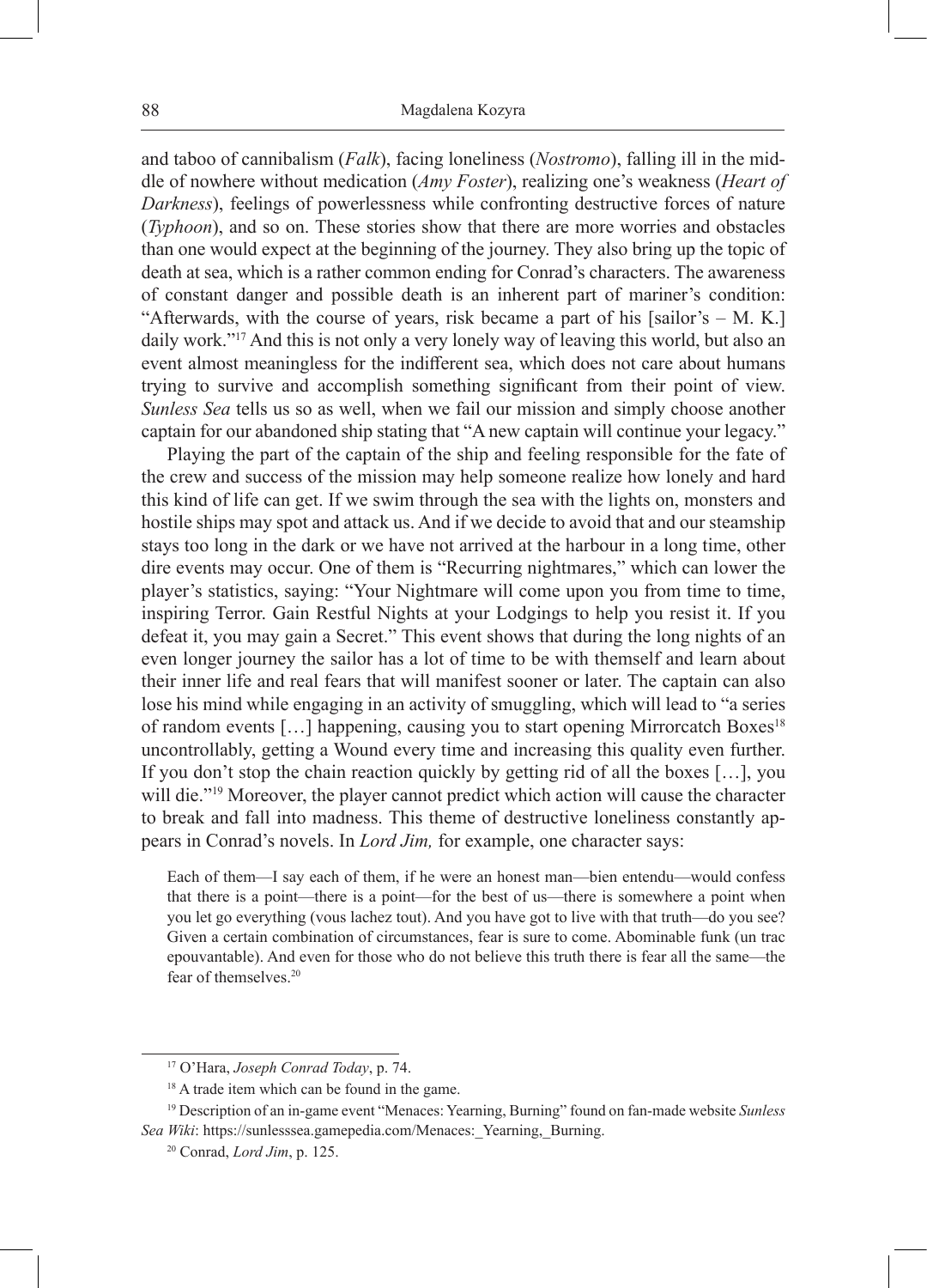and taboo of cannibalism (*Falk*), facing loneliness (*Nostromo*), falling ill in the middle of nowhere without medication (*Amy Foster*), realizing one's weakness (*Heart of Darkness*), feelings of powerlessness while confronting destructive forces of nature (*Typhoon*), and so on. These stories show that there are more worries and obstacles than one would expect at the beginning of the journey. They also bring up the topic of death at sea, which is a rather common ending for Conrad's characters. The awareness of constant danger and possible death is an inherent part of mariner's condition: "Afterwards, with the course of years, risk became a part of his [sailor's – M. K.] daily work."[17] And this is not only a very lonely way of leaving this world, but also an event almost meaningless for the indifferent sea, which does not care about humans trying to survive and accomplish something significant from their point of view. *Sunless Sea* tells us so as well, when we fail our mission and simply choose another captain for our abandoned ship stating that "A new captain will continue your legacy."

Playing the part of the captain of the ship and feeling responsible for the fate of the crew and success of the mission may help someone realize how lonely and hard this kind of life can get. If we swim through the sea with the lights on, monsters and hostile ships may spot and attack us. And if we decide to avoid that and our steamship stays too long in the dark or we have not arrived at the harbour in a long time, other dire events may occur. One of them is "Recurring nightmares," which can lower the player's statistics, saying: "Your Nightmare will come upon you from time to time, inspiring Terror. Gain Restful Nights at your Lodgings to help you resist it. If you defeat it, you may gain a Secret." This event shows that during the long nights of an even longer journey the sailor has a lot of time to be with themself and learn about their inner life and real fears that will manifest sooner or later. The captain can also lose his mind while engaging in an activity of smuggling, which will lead to "a series of random events […] happening, causing you to start opening Mirrorcatch Boxes[18] uncontrollably, getting a Wound every time and increasing this quality even further. If you don't stop the chain reaction quickly by getting rid of all the boxes […], you will die."[19] Moreover, the player cannot predict which action will cause the character to break and fall into madness. This theme of destructive loneliness constantly appears in Conrad's novels. In *Lord Jim,* for example, one character says:

> Each of them—I say each of them, if he were an honest man—bien entendu—would confess that there is a point—there is a point—for the best of us—there is somewhere a point when you let go everything (vous lachez tout). And you have got to live with that truth—do you see? Given a certain combination of circumstances, fear is sure to come. Abominable funk (un trac epouvantable). And even for those who do not believe this truth there is fear all the same—the fear of themselves.[20]

---

[17] O'Hara, *Joseph Conrad Today*, p. 74.

[18] A trade item which can be found in the game.

[19] Description of an in-game event "Menaces: Yearning, Burning" found on fan-made website *Sunless Sea Wiki*: https://sunlesssea.gamepedia.com/Menaces:_Yearning,_Burning.

[20] Conrad, *Lord Jim*, p. 125.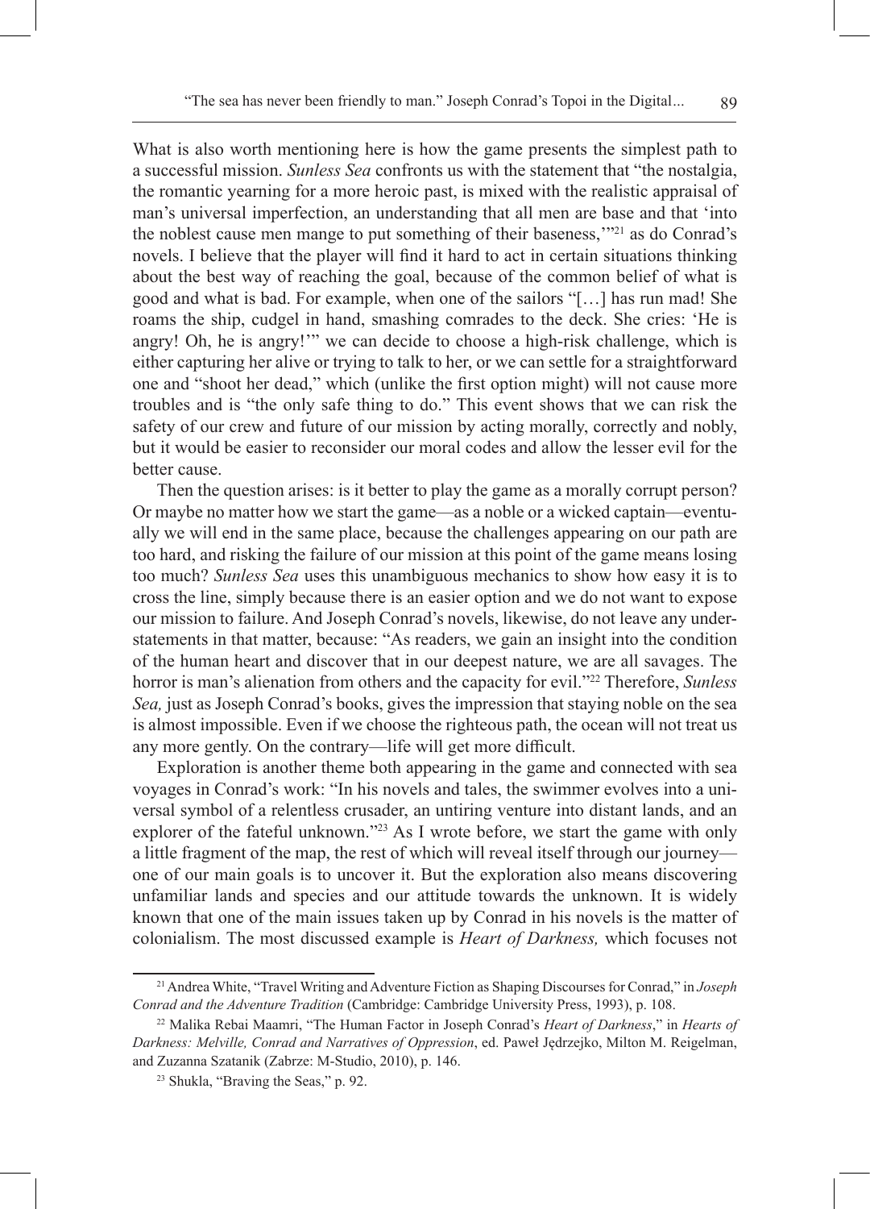What is also worth mentioning here is how the game presents the simplest path to a successful mission. *Sunless Sea* confronts us with the statement that "the nostalgia, the romantic yearning for a more heroic past, is mixed with the realistic appraisal of man's universal imperfection, an understanding that all men are base and that 'into the noblest cause men mange to put something of their baseness,'"[21] as do Conrad's novels. I believe that the player will find it hard to act in certain situations thinking about the best way of reaching the goal, because of the common belief of what is good and what is bad. For example, when one of the sailors "[…] has run mad! She roams the ship, cudgel in hand, smashing comrades to the deck. She cries: 'He is angry! Oh, he is angry!'" we can decide to choose a high-risk challenge, which is either capturing her alive or trying to talk to her, or we can settle for a straightforward one and "shoot her dead," which (unlike the first option might) will not cause more troubles and is "the only safe thing to do." This event shows that we can risk the safety of our crew and future of our mission by acting morally, correctly and nobly, but it would be easier to reconsider our moral codes and allow the lesser evil for the better cause.

Then the question arises: is it better to play the game as a morally corrupt person? Or maybe no matter how we start the game—as a noble or a wicked captain—eventually we will end in the same place, because the challenges appearing on our path are too hard, and risking the failure of our mission at this point of the game means losing too much? *Sunless Sea* uses this unambiguous mechanics to show how easy it is to cross the line, simply because there is an easier option and we do not want to expose our mission to failure. And Joseph Conrad's novels, likewise, do not leave any understatements in that matter, because: "As readers, we gain an insight into the condition of the human heart and discover that in our deepest nature, we are all savages. The horror is man's alienation from others and the capacity for evil."[22] Therefore, *Sunless Sea,* just as Joseph Conrad's books, gives the impression that staying noble on the sea is almost impossible. Even if we choose the righteous path, the ocean will not treat us any more gently. On the contrary—life will get more difficult.

Exploration is another theme both appearing in the game and connected with sea voyages in Conrad's work: "In his novels and tales, the swimmer evolves into a universal symbol of a relentless crusader, an untiring venture into distant lands, and an explorer of the fateful unknown."[23] As I wrote before, we start the game with only a little fragment of the map, the rest of which will reveal itself through our journey—one of our main goals is to uncover it. But the exploration also means discovering unfamiliar lands and species and our attitude towards the unknown. It is widely known that one of the main issues taken up by Conrad in his novels is the matter of colonialism. The most discussed example is *Heart of Darkness,* which focuses not

---

[21] Andrea White, "Travel Writing and Adventure Fiction as Shaping Discourses for Conrad," in *Joseph Conrad and the Adventure Tradition* (Cambridge: Cambridge University Press, 1993), p. 108.

[22] Malika Rebai Maamri, "The Human Factor in Joseph Conrad's *Heart of Darkness*," in *Hearts of Darkness: Melville, Conrad and Narratives of Oppression*, ed. Paweł Jędrzejko, Milton M. Reigelman, and Zuzanna Szatanik (Zabrze: M-Studio, 2010), p. 146.

[23] Shukla, "Braving the Seas," p. 92.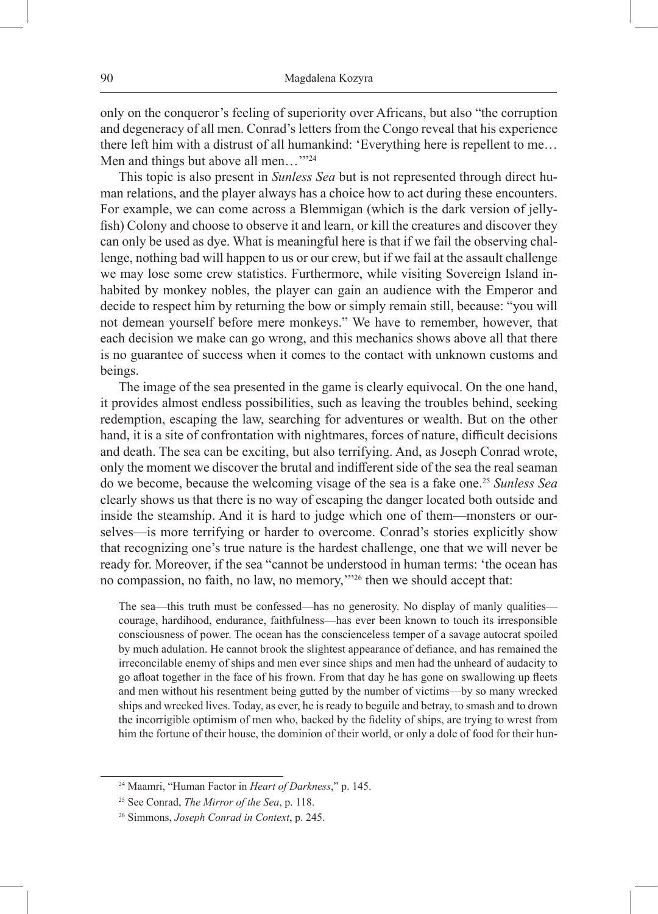only on the conqueror's feeling of superiority over Africans, but also "the corruption and degeneracy of all men. Conrad's letters from the Congo reveal that his experience there left him with a distrust of all humankind: 'Everything here is repellent to me… Men and things but above all men…'"[24]

This topic is also present in *Sunless Sea* but is not represented through direct human relations, and the player always has a choice how to act during these encounters. For example, we can come across a Blemmigan (which is the dark version of jellyfish) Colony and choose to observe it and learn, or kill the creatures and discover they can only be used as dye. What is meaningful here is that if we fail the observing challenge, nothing bad will happen to us or our crew, but if we fail at the assault challenge we may lose some crew statistics. Furthermore, while visiting Sovereign Island inhabited by monkey nobles, the player can gain an audience with the Emperor and decide to respect him by returning the bow or simply remain still, because: "you will not demean yourself before mere monkeys." We have to remember, however, that each decision we make can go wrong, and this mechanics shows above all that there is no guarantee of success when it comes to the contact with unknown customs and beings.

The image of the sea presented in the game is clearly equivocal. On the one hand, it provides almost endless possibilities, such as leaving the troubles behind, seeking redemption, escaping the law, searching for adventures or wealth. But on the other hand, it is a site of confrontation with nightmares, forces of nature, difficult decisions and death. The sea can be exciting, but also terrifying. And, as Joseph Conrad wrote, only the moment we discover the brutal and indifferent side of the sea the real seaman do we become, because the welcoming visage of the sea is a fake one.[25] *Sunless Sea* clearly shows us that there is no way of escaping the danger located both outside and inside the steamship. And it is hard to judge which one of them—monsters or ourselves—is more terrifying or harder to overcome. Conrad's stories explicitly show that recognizing one's true nature is the hardest challenge, one that we will never be ready for. Moreover, if the sea "cannot be understood in human terms: 'the ocean has no compassion, no faith, no law, no memory,'"[26] then we should accept that:

> The sea—this truth must be confessed—has no generosity. No display of manly qualities—courage, hardihood, endurance, faithfulness—has ever been known to touch its irresponsible consciousness of power. The ocean has the conscienceless temper of a savage autocrat spoiled by much adulation. He cannot brook the slightest appearance of defiance, and has remained the irreconcilable enemy of ships and men ever since ships and men had the unheard of audacity to go afloat together in the face of his frown. From that day he has gone on swallowing up fleets and men without his resentment being gutted by the number of victims—by so many wrecked ships and wrecked lives. Today, as ever, he is ready to beguile and betray, to smash and to drown the incorrigible optimism of men who, backed by the fidelity of ships, are trying to wrest from him the fortune of their house, the dominion of their world, or only a dole of food for their hun-

---

[24] Maamri, "Human Factor in *Heart of Darkness*," p. 145.

[25] See Conrad, *The Mirror of the Sea*, p. 118.

[26] Simmons, *Joseph Conrad in Context*, p. 245.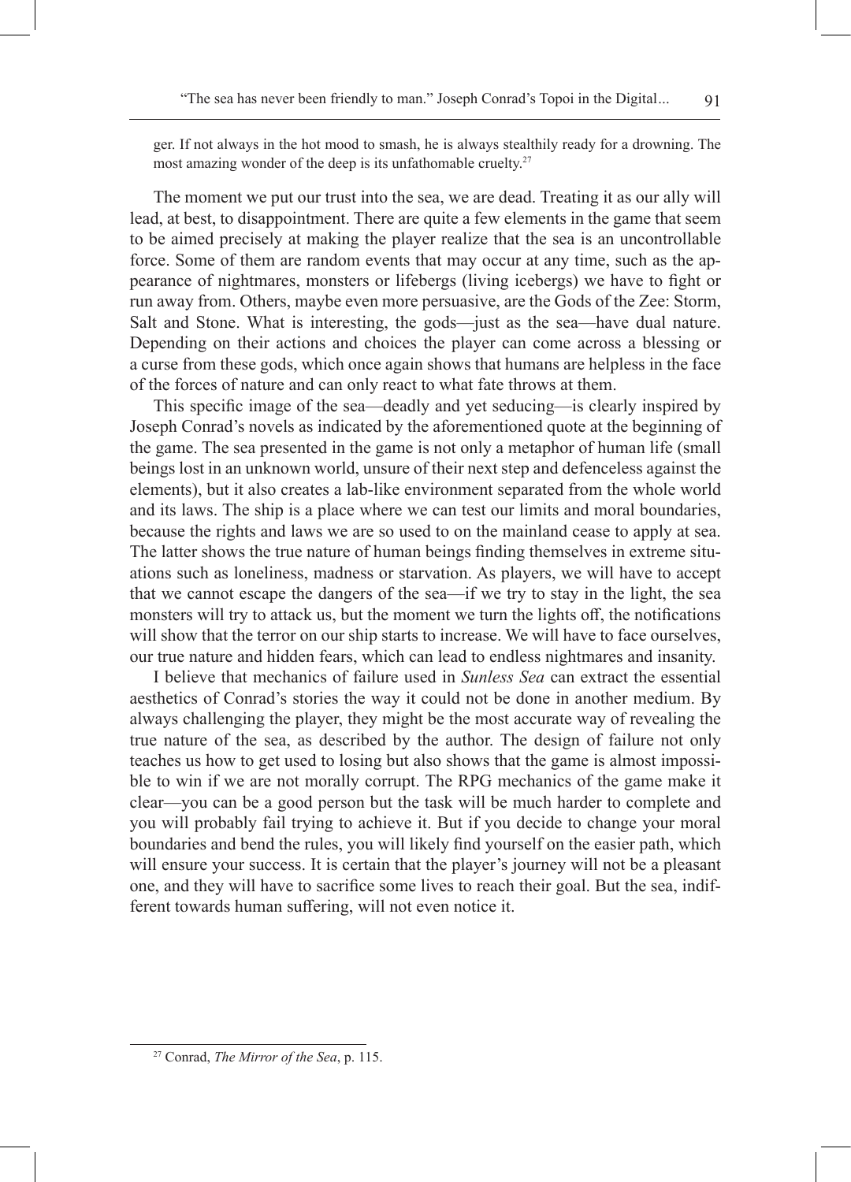ger. If not always in the hot mood to smash, he is always stealthily ready for a drowning. The most amazing wonder of the deep is its unfathomable cruelty.[27]

The moment we put our trust into the sea, we are dead. Treating it as our ally will lead, at best, to disappointment. There are quite a few elements in the game that seem to be aimed precisely at making the player realize that the sea is an uncontrollable force. Some of them are random events that may occur at any time, such as the appearance of nightmares, monsters or lifebergs (living icebergs) we have to fight or run away from. Others, maybe even more persuasive, are the Gods of the Zee: Storm, Salt and Stone. What is interesting, the gods—just as the sea—have dual nature. Depending on their actions and choices the player can come across a blessing or a curse from these gods, which once again shows that humans are helpless in the face of the forces of nature and can only react to what fate throws at them.

This specific image of the sea—deadly and yet seducing—is clearly inspired by Joseph Conrad's novels as indicated by the aforementioned quote at the beginning of the game. The sea presented in the game is not only a metaphor of human life (small beings lost in an unknown world, unsure of their next step and defenceless against the elements), but it also creates a lab-like environment separated from the whole world and its laws. The ship is a place where we can test our limits and moral boundaries, because the rights and laws we are so used to on the mainland cease to apply at sea. The latter shows the true nature of human beings finding themselves in extreme situations such as loneliness, madness or starvation. As players, we will have to accept that we cannot escape the dangers of the sea—if we try to stay in the light, the sea monsters will try to attack us, but the moment we turn the lights off, the notifications will show that the terror on our ship starts to increase. We will have to face ourselves, our true nature and hidden fears, which can lead to endless nightmares and insanity.

I believe that mechanics of failure used in *Sunless Sea* can extract the essential aesthetics of Conrad's stories the way it could not be done in another medium. By always challenging the player, they might be the most accurate way of revealing the true nature of the sea, as described by the author. The design of failure not only teaches us how to get used to losing but also shows that the game is almost impossible to win if we are not morally corrupt. The RPG mechanics of the game make it clear—you can be a good person but the task will be much harder to complete and you will probably fail trying to achieve it. But if you decide to change your moral boundaries and bend the rules, you will likely find yourself on the easier path, which will ensure your success. It is certain that the player's journey will not be a pleasant one, and they will have to sacrifice some lives to reach their goal. But the sea, indifferent towards human suffering, will not even notice it.

[27] Conrad, *The Mirror of the Sea*, p. 115.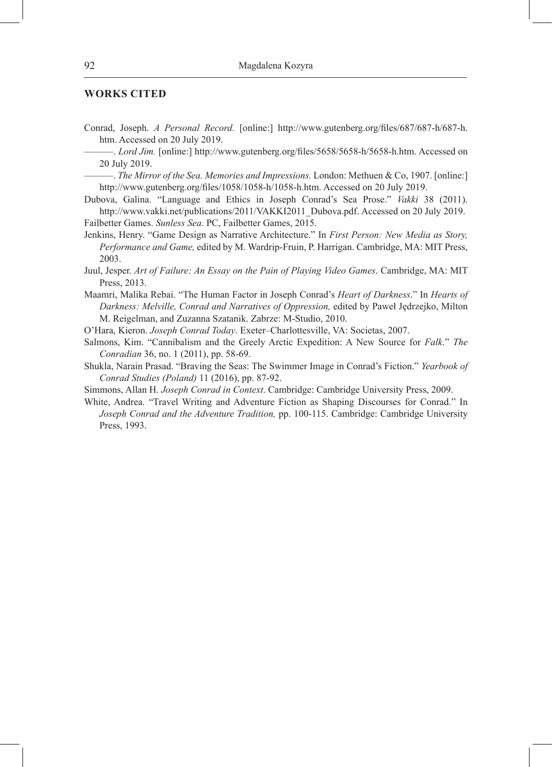## WORKS CITED

Conrad, Joseph. *A Personal Record.* [online:] http://www.gutenberg.org/files/687/687-h/687-h.htm. Accessed on 20 July 2019.

———. *Lord Jim.* [online:] http://www.gutenberg.org/files/5658/5658-h/5658-h.htm. Accessed on 20 July 2019.

———. *The Mirror of the Sea. Memories and Impressions.* London: Methuen & Co, 1907. [online:] http://www.gutenberg.org/files/1058/1058-h/1058-h.htm. Accessed on 20 July 2019.

Dubova, Galina. "Language and Ethics in Joseph Conrad's Sea Prose." *Vakki* 38 (2011). http://www.vakki.net/publications/2011/VAKKI2011_Dubova.pdf. Accessed on 20 July 2019.

Failbetter Games. *Sunless Sea*. PC, Failbetter Games, 2015.

Jenkins, Henry. "Game Design as Narrative Architecture." In *First Person: New Media as Story, Performance and Game,* edited by M. Wardrip-Fruin, P. Harrigan. Cambridge, MA: MIT Press, 2003.

Juul, Jesper. *Art of Failure: An Essay on the Pain of Playing Video Games*. Cambridge, MA: MIT Press, 2013.

Maamri, Malika Rebai. "The Human Factor in Joseph Conrad's *Heart of Darkness*." In *Hearts of Darkness: Melville, Conrad and Narratives of Oppression,* edited by Paweł Jędrzejko, Milton M. Reigelman, and Zuzanna Szatanik. Zabrze: M-Studio, 2010.

O'Hara, Kieron. *Joseph Conrad Today*. Exeter–Charlottesville, VA: Societas, 2007.

Salmons, Kim. "Cannibalism and the Greely Arctic Expedition: A New Source for *Falk*." *The Conradian* 36, no. 1 (2011), pp. 58-69.

Shukla, Narain Prasad. "Braving the Seas: The Swimmer Image in Conrad's Fiction." *Yearbook of Conrad Studies (Poland)* 11 (2016), pp. 87-92.

Simmons, Allan H. *Joseph Conrad in Context*. Cambridge: Cambridge University Press, 2009.

White, Andrea. "Travel Writing and Adventure Fiction as Shaping Discourses for Conrad." In *Joseph Conrad and the Adventure Tradition,* pp. 100-115. Cambridge: Cambridge University Press, 1993.